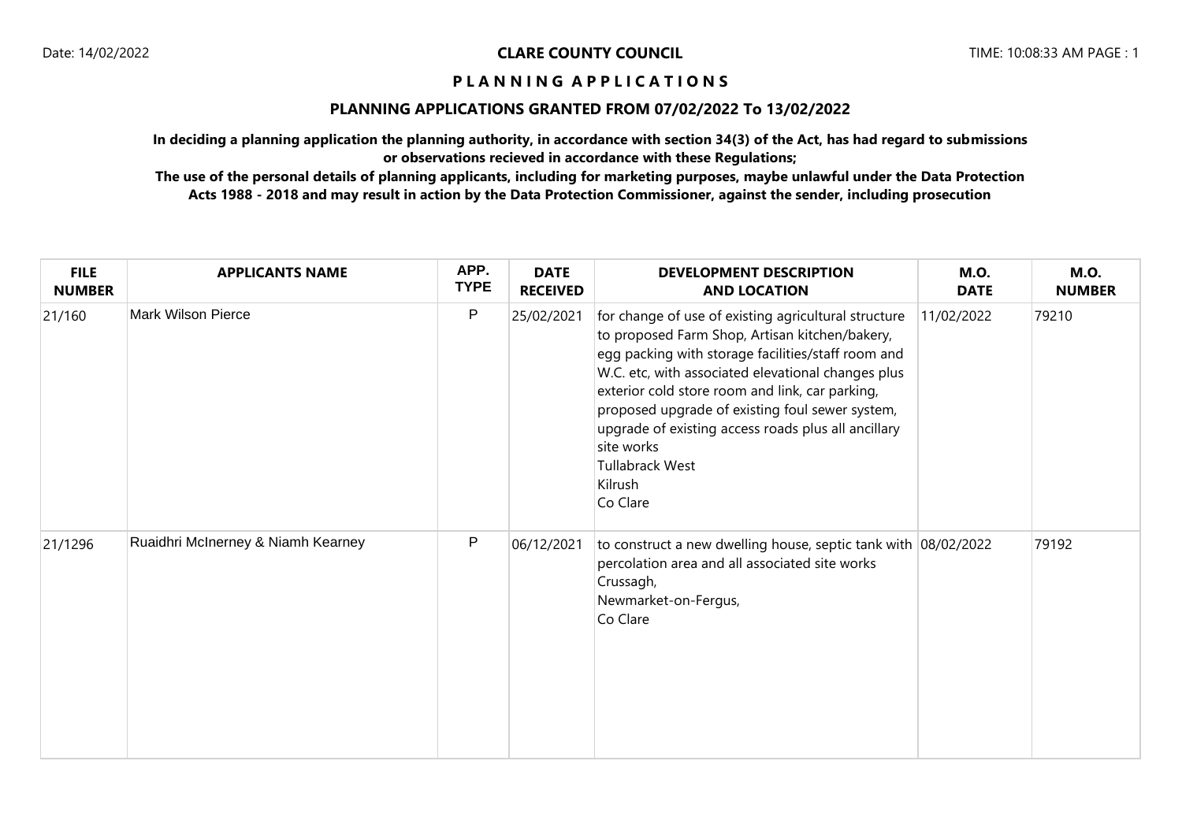# CLARE COUNTY COUNCIL

## PLANNING APPLICATIONS

### PLANNING APPLICATIONS GRANTED FROM 07/02/2022 To 13/02/2022

**In deciding a planning application the planning authority, in accordance with section 34(3) of the Act, has had regard to submissions or observations recieved in accordance with these Regulations;**

**The use of the personal details of planning applicants, including for marketing purposes, maybe unlawful under the Data Protection Acts 1988 - 2018 and may result in action by the Data Protection Commissioner, against the sender, including prosecution**

| FILE NUMBER | APPLICANTS NAME | APP. TYPE | DATE RECEIVED | DEVELOPMENT DESCRIPTION AND LOCATION | M.O. DATE | M.O. NUMBER |
|---|---|---|---|---|---|---|
| 21/160 | Mark Wilson Pierce | P | 25/02/2021 | for change of use of existing agricultural structure to proposed Farm Shop, Artisan kitchen/bakery, egg packing with storage facilities/staff room and W.C. etc, with associated elevational changes plus exterior cold store room and link, car parking, proposed upgrade of existing foul sewer system, upgrade of existing access roads plus all ancillary site works<br>Tullabrack West<br>Kilrush<br>Co Clare | 11/02/2022 | 79210 |
| 21/1296 | Ruaidhri McInerney & Niamh Kearney | P | 06/12/2021 | to construct a new dwelling house, septic tank with percolation area and all associated site works<br>Crussagh,<br>Newmarket-on-Fergus,<br>Co Clare | 08/02/2022 | 79192 |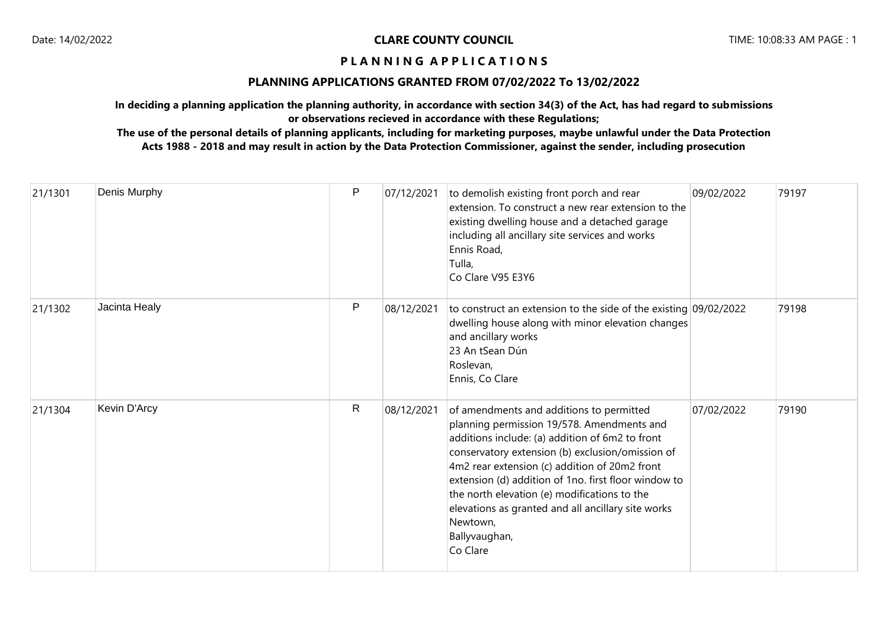**CLARE COUNTY COUNCIL**

# PLANNING APPLICATIONS

## PLANNING APPLICATIONS GRANTED FROM 07/02/2022 To 13/02/2022

**In deciding a planning application the planning authority, in accordance with section 34(3) of the Act, has had regard to submissions or observations recieved in accordance with these Regulations;**

**The use of the personal details of planning applicants, including for marketing purposes, maybe unlawful under the Data Protection Acts 1988 - 2018 and may result in action by the Data Protection Commissioner, against the sender, including prosecution**

| | | | | | | |
|---|---|---|---|---|---|---|
| 21/1301 | Denis Murphy | P | 07/12/2021 | to demolish existing front porch and rear extension. To construct a new rear extension to the existing dwelling house and a detached garage including all ancillary site services and works<br>Ennis Road,<br>Tulla,<br>Co Clare V95 E3Y6 | 09/02/2022 | 79197 |
| 21/1302 | Jacinta Healy | P | 08/12/2021 | to construct an extension to the side of the existing dwelling house along with minor elevation changes and ancillary works<br>23 An tSean Dún<br>Roslevan,<br>Ennis, Co Clare | 09/02/2022 | 79198 |
| 21/1304 | Kevin D'Arcy | R | 08/12/2021 | of amendments and additions to permitted planning permission 19/578. Amendments and additions include: (a) addition of 6m2 to front conservatory extension (b) exclusion/omission of 4m2 rear extension (c) addition of 20m2 front extension (d) addition of 1no. first floor window to the north elevation (e) modifications to the elevations as granted and all ancillary site works<br>Newtown,<br>Ballyvaughan,<br>Co Clare | 07/02/2022 | 79190 |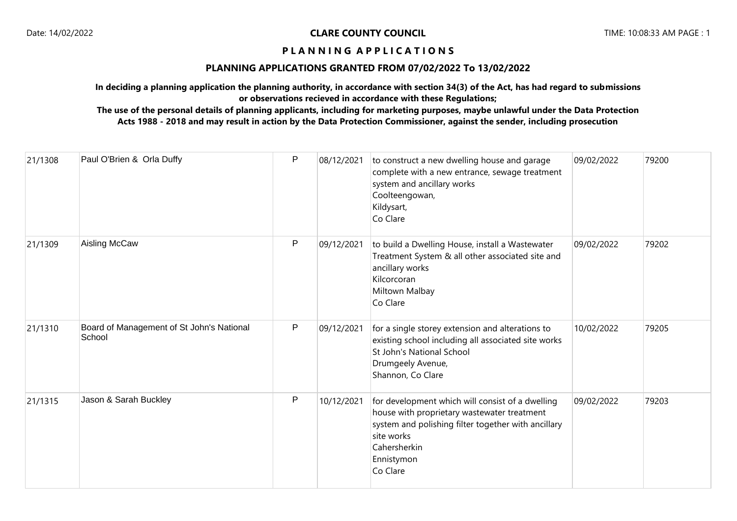**CLARE COUNTY COUNCIL**

**P L A N N I N G   A P P L I C A T I O N S**

**PLANNING APPLICATIONS GRANTED FROM 07/02/2022 To 13/02/2022**

**In deciding a planning application the planning authority, in accordance with section 34(3) of the Act, has had regard to submissions or observations recieved in accordance with these Regulations;**

**The use of the personal details of planning applicants, including for marketing purposes, maybe unlawful under the Data Protection Acts 1988 - 2018 and may result in action by the Data Protection Commissioner, against the sender, including prosecution**

| | | | | | | |
|---|---|---|---|---|---|---|
| 21/1308 | Paul O'Brien & Orla Duffy | P | 08/12/2021 | to construct a new dwelling house and garage complete with a new entrance, sewage treatment system and ancillary works<br>Coolteengowan,<br>Kildysart,<br>Co Clare | 09/02/2022 | 79200 |
| 21/1309 | Aisling McCaw | P | 09/12/2021 | to build a Dwelling House, install a Wastewater Treatment System & all other associated site and ancillary works<br>Kilcorcoran<br>Miltown Malbay<br>Co Clare | 09/02/2022 | 79202 |
| 21/1310 | Board of Management of St John's National School | P | 09/12/2021 | for a single storey extension and alterations to existing school including all associated site works<br>St John's National School<br>Drumgeely Avenue,<br>Shannon, Co Clare | 10/02/2022 | 79205 |
| 21/1315 | Jason & Sarah Buckley | P | 10/12/2021 | for development which will consist of a dwelling house with proprietary wastewater treatment system and polishing filter together with ancillary site works<br>Cahersherkin<br>Ennistymon<br>Co Clare | 09/02/2022 | 79203 |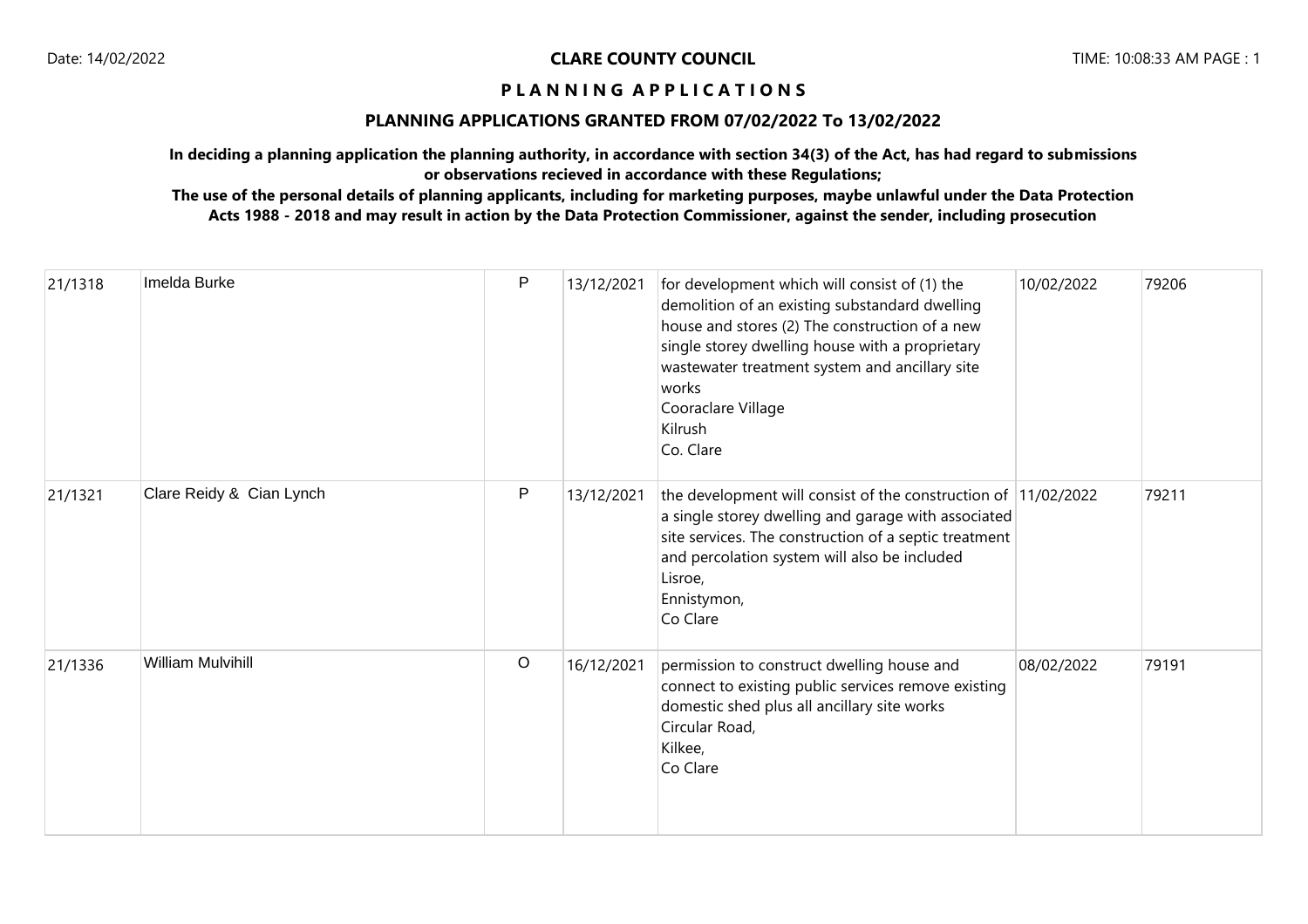**CLARE COUNTY COUNCIL**

**P L A N N I N G A P P L I C A T I O N S**

**PLANNING APPLICATIONS GRANTED FROM 07/02/2022 To 13/02/2022**

**In deciding a planning application the planning authority, in accordance with section 34(3) of the Act, has had regard to submissions or observations recieved in accordance with these Regulations;**

**The use of the personal details of planning applicants, including for marketing purposes, maybe unlawful under the Data Protection Acts 1988 - 2018 and may result in action by the Data Protection Commissioner, against the sender, including prosecution**

| | | | | | | |
|---|---|---|---|---|---|---|
| 21/1318 | Imelda Burke | P | 13/12/2021 | for development which will consist of (1) the demolition of an existing substandard dwelling house and stores (2) The construction of a new single storey dwelling house with a proprietary wastewater treatment system and ancillary site works<br>Cooraclare Village<br>Kilrush<br>Co. Clare | 10/02/2022 | 79206 |
| 21/1321 | Clare Reidy & Cian Lynch | P | 13/12/2021 | the development will consist of the construction of a single storey dwelling and garage with associated site services. The construction of a septic treatment and percolation system will also be included<br>Lisroe,<br>Ennistymon,<br>Co Clare | 11/02/2022 | 79211 |
| 21/1336 | William Mulvihill | O | 16/12/2021 | permission to construct dwelling house and connect to existing public services remove existing domestic shed plus all ancillary site works<br>Circular Road,<br>Kilkee,<br>Co Clare | 08/02/2022 | 79191 |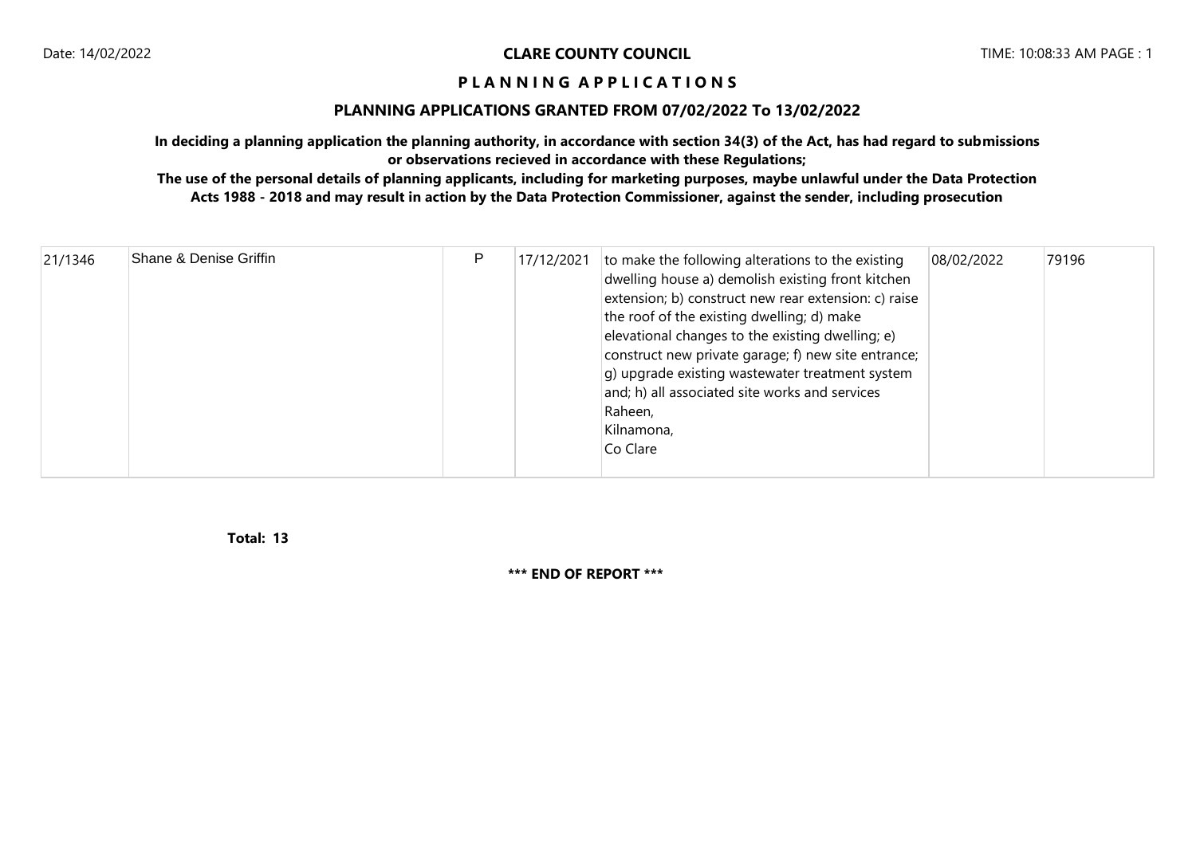**CLARE COUNTY COUNCIL**

**P L A N N I N G   A P P L I C A T I O N S**

**PLANNING APPLICATIONS GRANTED FROM 07/02/2022 To 13/02/2022**

**In deciding a planning application the planning authority, in accordance with section 34(3) of the Act, has had regard to submissions or observations recieved in accordance with these Regulations;**

**The use of the personal details of planning applicants, including for marketing purposes, maybe unlawful under the Data Protection Acts 1988 - 2018 and may result in action by the Data Protection Commissioner, against the sender, including prosecution**

| | | | | | | |
|---|---|---|---|---|---|---|
| 21/1346 | Shane & Denise Griffin | P | 17/12/2021 | to make the following alterations to the existing dwelling house a) demolish existing front kitchen extension; b) construct new rear extension: c) raise the roof of the existing dwelling; d) make elevational changes to the existing dwelling; e) construct new private garage; f) new site entrance; g) upgrade existing wastewater treatment system and; h) all associated site works and services Raheen, Kilnamona, Co Clare | 08/02/2022 | 79196 |

**Total: 13**

**\*\*\* END OF REPORT \*\*\***